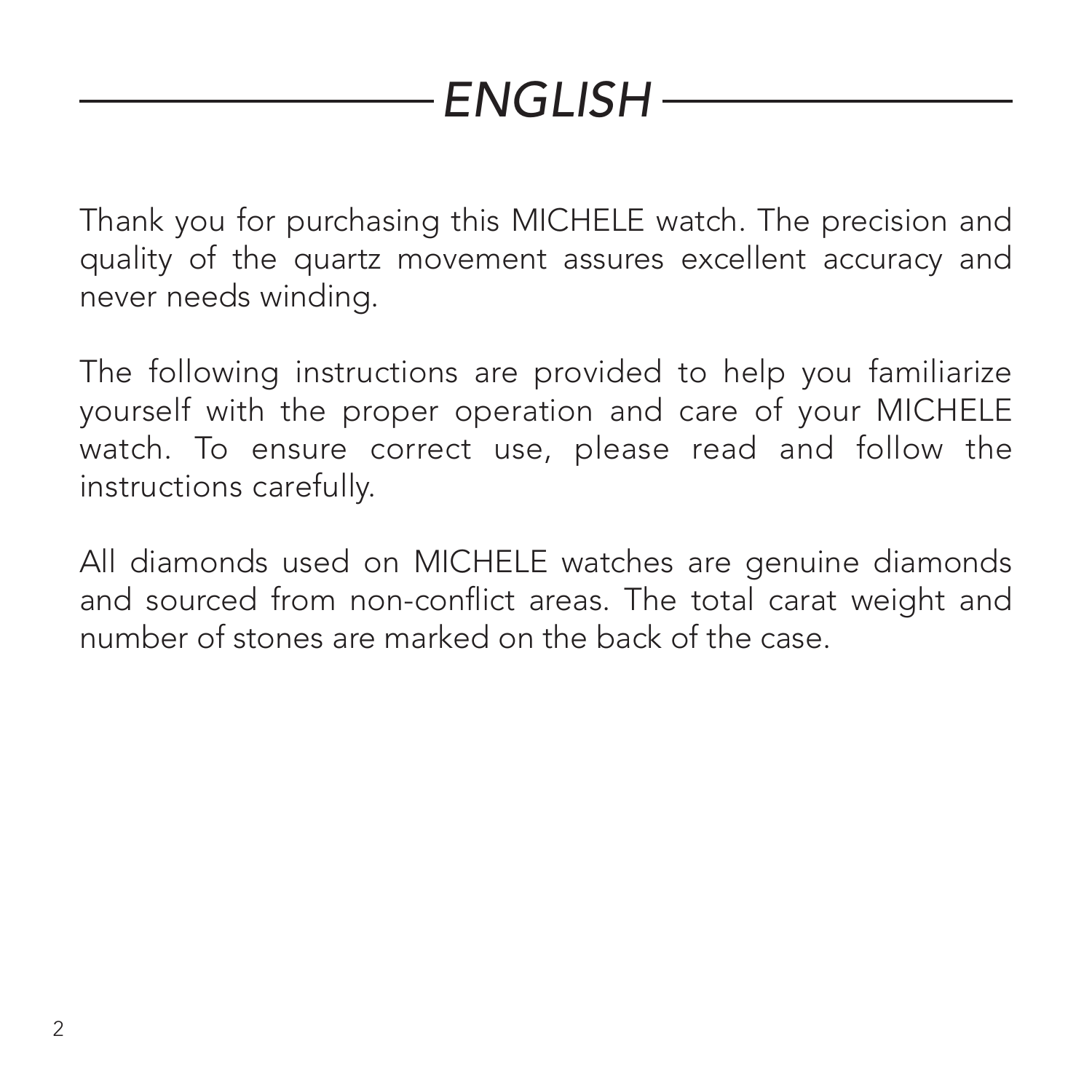# *ENGLISH*

Thank you for purchasing this MICHELE watch. The precision and quality of the quartz movement assures excellent accuracy and never needs winding.

The following instructions are provided to help you familiarize yourself with the proper operation and care of your MICHELE watch. To ensure correct use, please read and follow the instructions carefully.

All diamonds used on MICHELE watches are genuine diamonds and sourced from non-conflict areas. The total carat weight and number of stones are marked on the back of the case.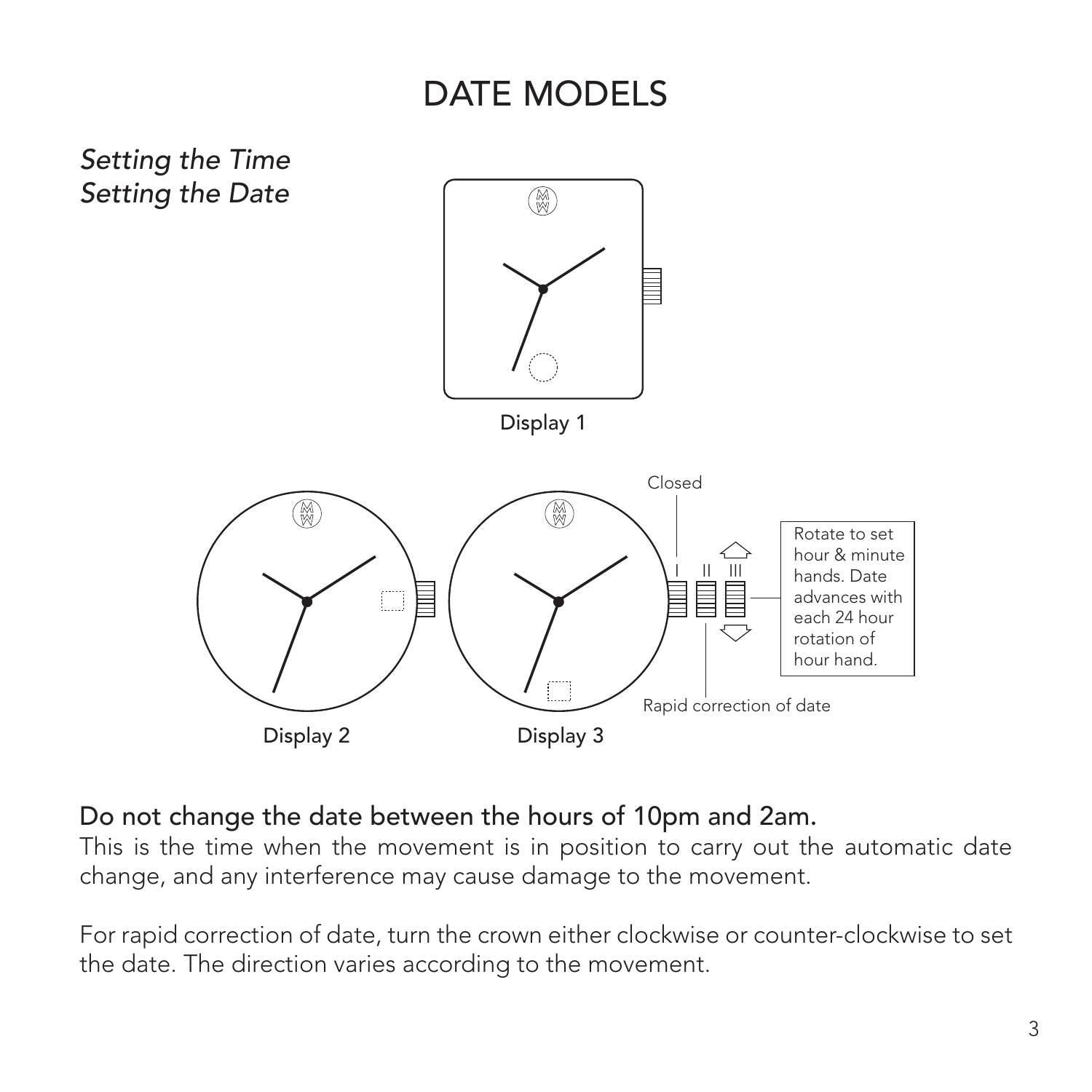# DATE MODELS

*Setting the Time*
*Setting the Date*

Display 1

Closed

I II III

Rotate to set hour & minute hands. Date advances with each 24 hour rotation of hour hand.

Rapid correction of date

Display 2

Display 3

**Do not change the date between the hours of 10pm and 2am.**
This is the time when the movement is in position to carry out the automatic date change, and any interference may cause damage to the movement.

For rapid correction of date, turn the crown either clockwise or counter-clockwise to set the date. The direction varies according to the movement.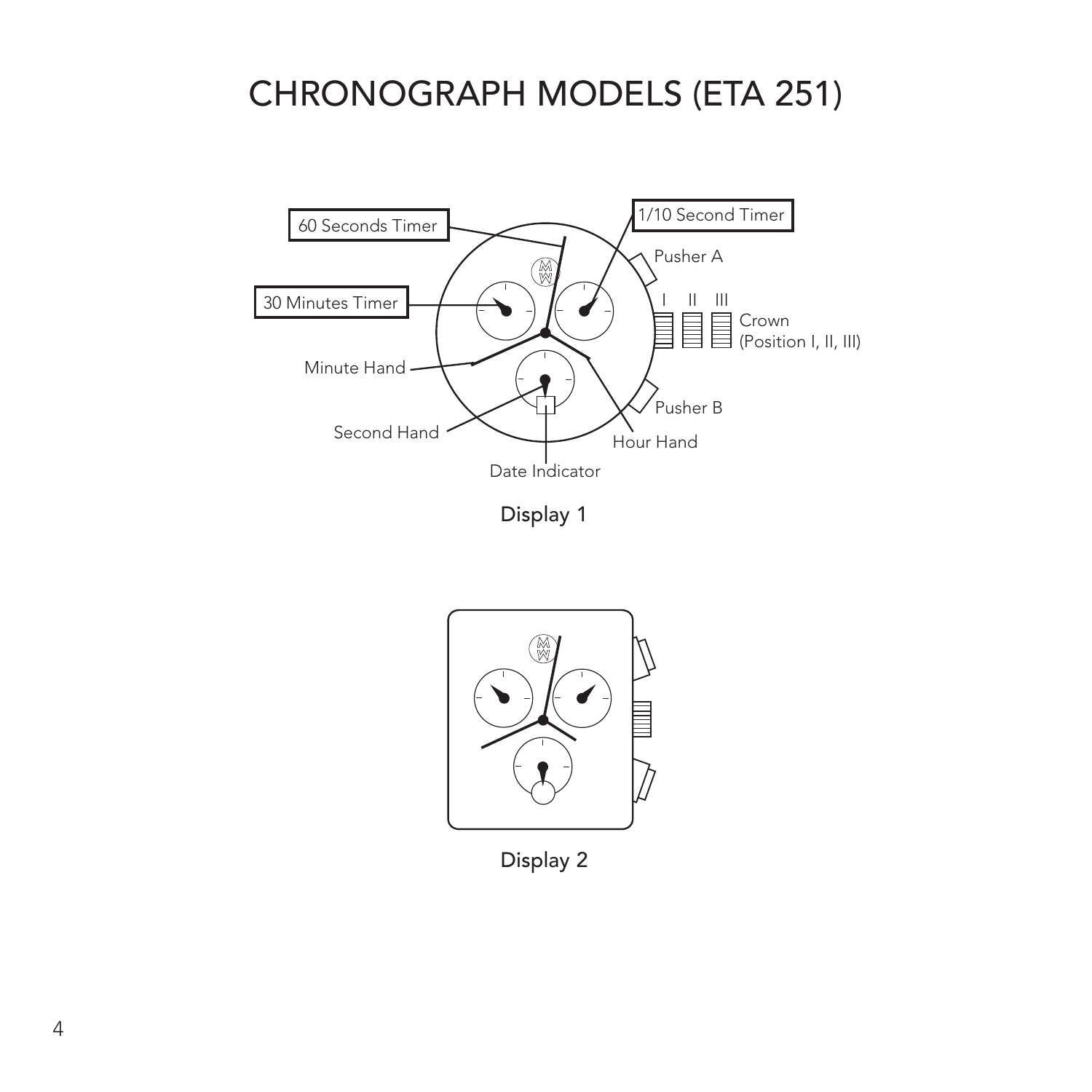# CHRONOGRAPH MODELS (ETA 251)

60 Seconds Timer

1/10 Second Timer

Pusher A

30 Minutes Timer

I II III

Crown
(Position I, II, III)

Minute Hand

Pusher B

Second Hand

Hour Hand

Date Indicator

Display 1

Display 2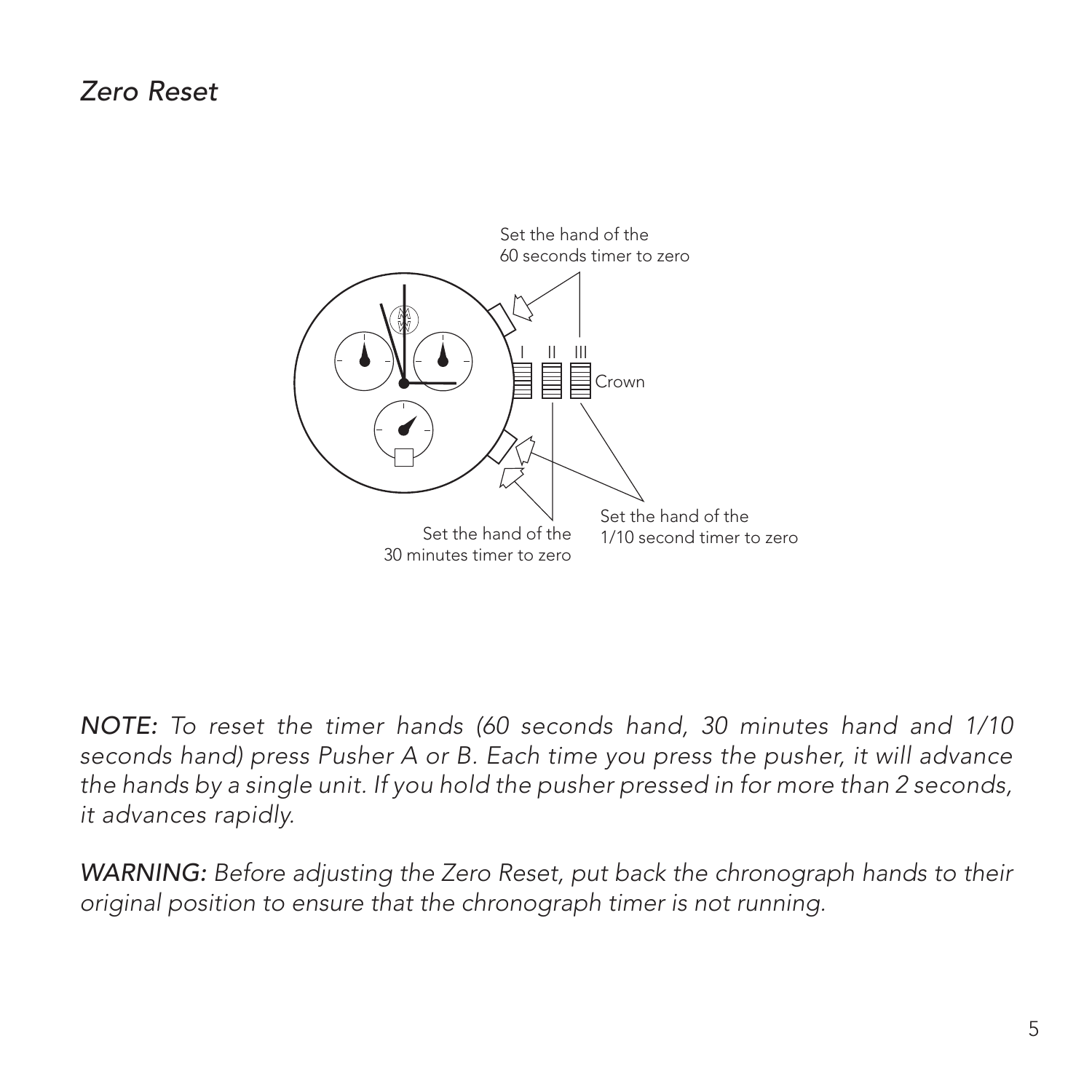*Zero Reset*

Set the hand of the 60 seconds timer to zero

I II III

Crown

Set the hand of the 30 minutes timer to zero

Set the hand of the 1/10 second timer to zero

*NOTE: To reset the timer hands (60 seconds hand, 30 minutes hand and 1/10 seconds hand) press Pusher A or B. Each time you press the pusher, it will advance the hands by a single unit. If you hold the pusher pressed in for more than 2 seconds, it advances rapidly.*

*WARNING: Before adjusting the Zero Reset, put back the chronograph hands to their original position to ensure that the chronograph timer is not running.*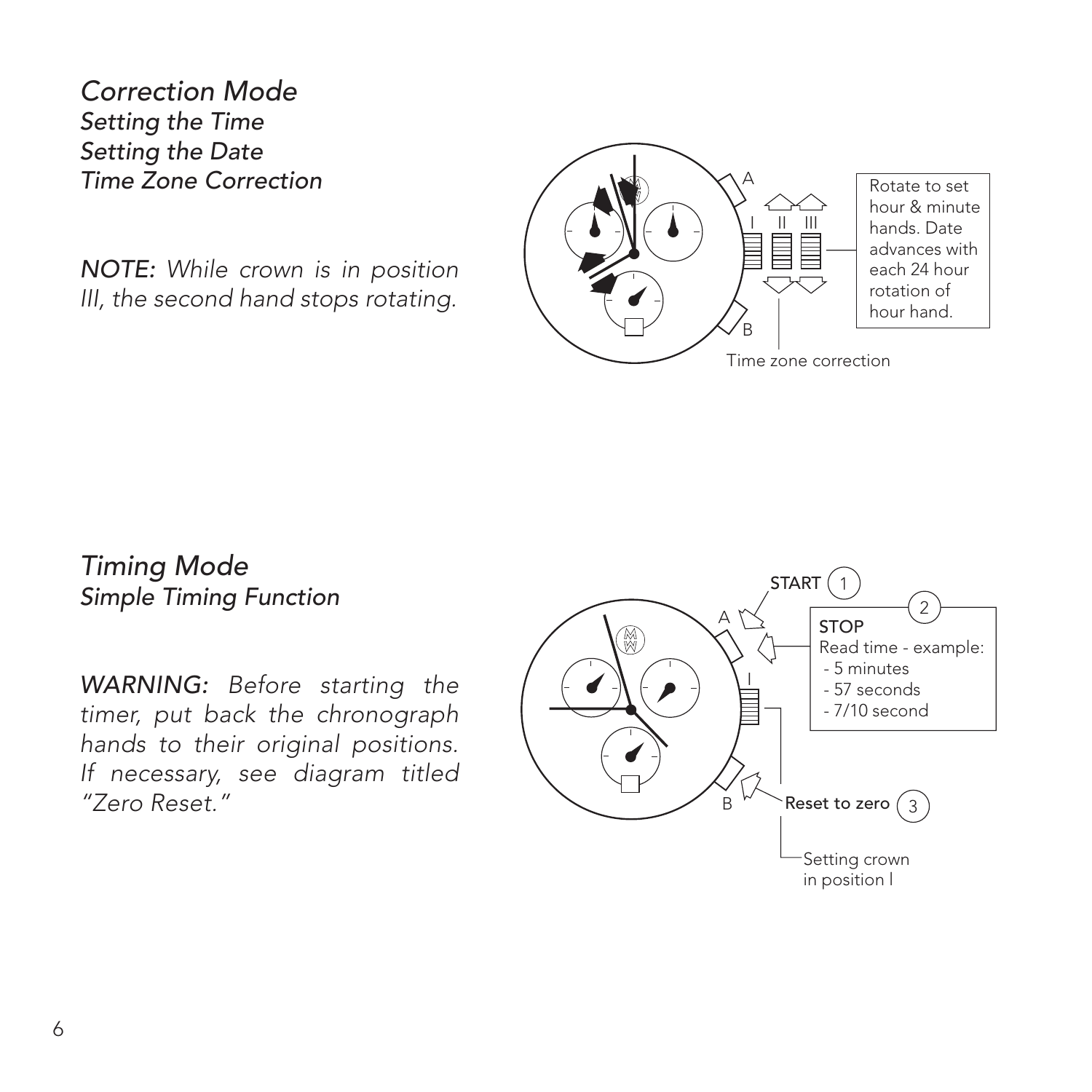## *Correction Mode*

*Setting the Time*
*Setting the Date*
*Time Zone Correction*

*NOTE: While crown is in position III, the second hand stops rotating.*

A

I II III

Rotate to set hour & minute hands. Date advances with each 24 hour rotation of hour hand.

B

Time zone correction

## *Timing Mode*

*Simple Timing Function*

*WARNING: Before starting the timer, put back the chronograph hands to their original positions. If necessary, see diagram titled "Zero Reset."*

START 1

A

2

STOP
Read time - example:
- 5 minutes
- 57 seconds
- 7/10 second

I

B

Reset to zero 3

Setting crown in position I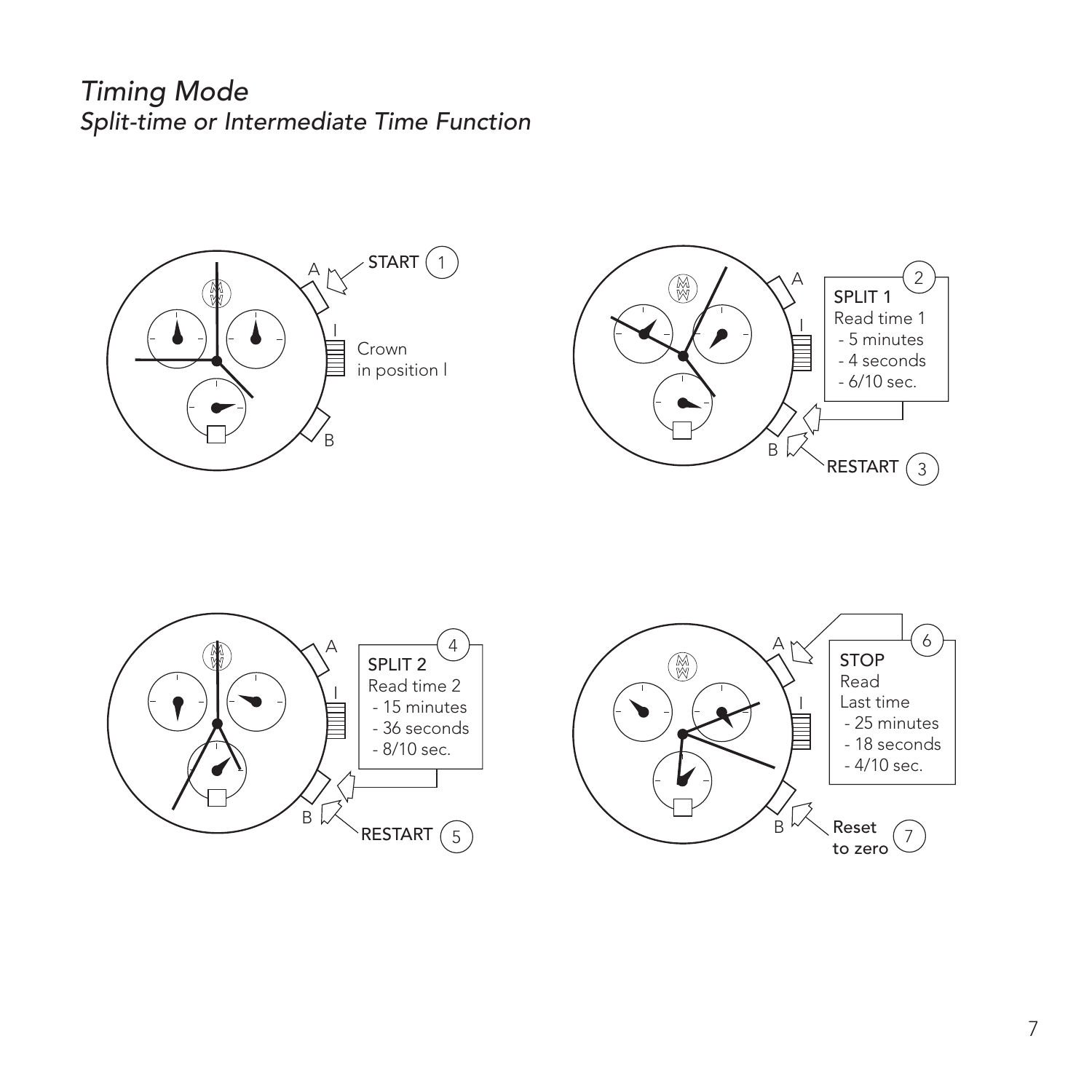# *Timing Mode*

## *Split-time or Intermediate Time Function*

A — START (1)

I — Crown in position I

B

(2) SPLIT 1
Read time 1
- 5 minutes
- 4 seconds
- 6/10 sec.

B — RESTART (3)

(4) SPLIT 2
Read time 2
- 15 minutes
- 36 seconds
- 8/10 sec.

B — RESTART (5)

(6) STOP
Read
Last time
- 25 minutes
- 18 seconds
- 4/10 sec.

B — Reset to zero (7)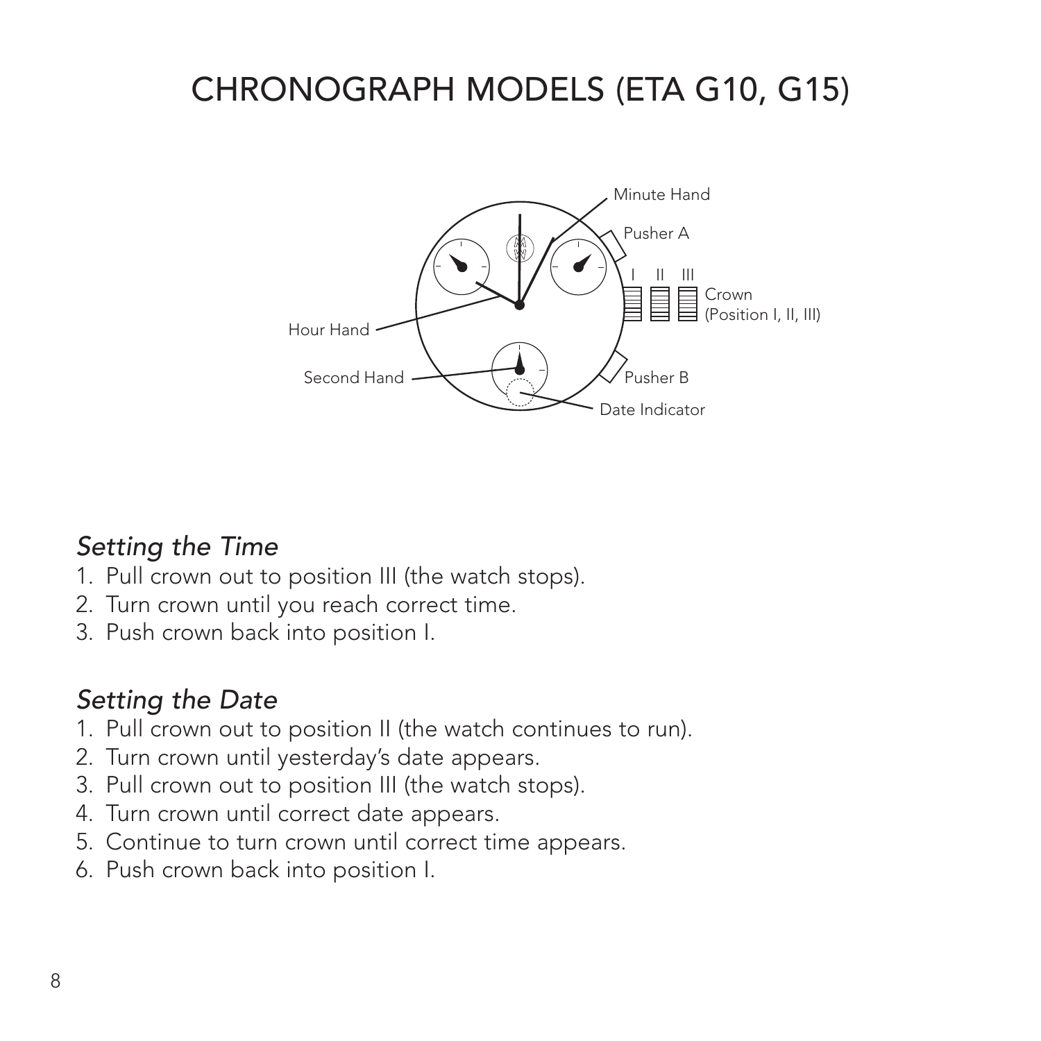# CHRONOGRAPH MODELS (ETA G10, G15)

### *Setting the Time*

1. Pull crown out to position III (the watch stops).
2. Turn crown until you reach correct time.
3. Push crown back into position I.

### *Setting the Date*

1. Pull crown out to position II (the watch continues to run).
2. Turn crown until yesterday's date appears.
3. Pull crown out to position III (the watch stops).
4. Turn crown until correct date appears.
5. Continue to turn crown until correct time appears.
6. Push crown back into position I.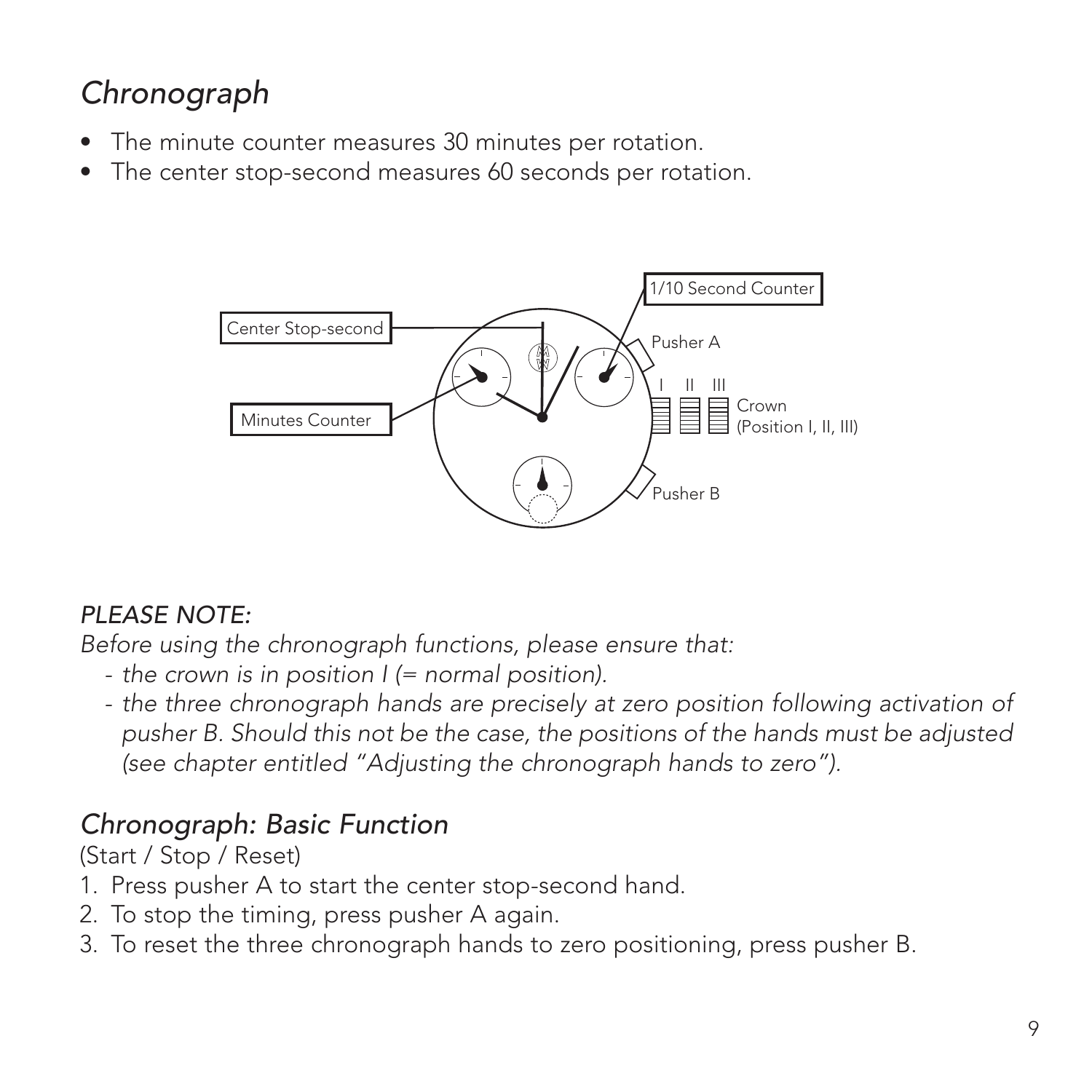## *Chronograph*

- The minute counter measures 30 minutes per rotation.
- The center stop-second measures 60 seconds per rotation.

*PLEASE NOTE:*

*Before using the chronograph functions, please ensure that:*

- *the crown is in position I (= normal position).*
- *the three chronograph hands are precisely at zero position following activation of pusher B. Should this not be the case, the positions of the hands must be adjusted (see chapter entitled "Adjusting the chronograph hands to zero").*

## *Chronograph: Basic Function*

(Start / Stop / Reset)

1. Press pusher A to start the center stop-second hand.
2. To stop the timing, press pusher A again.
3. To reset the three chronograph hands to zero positioning, press pusher B.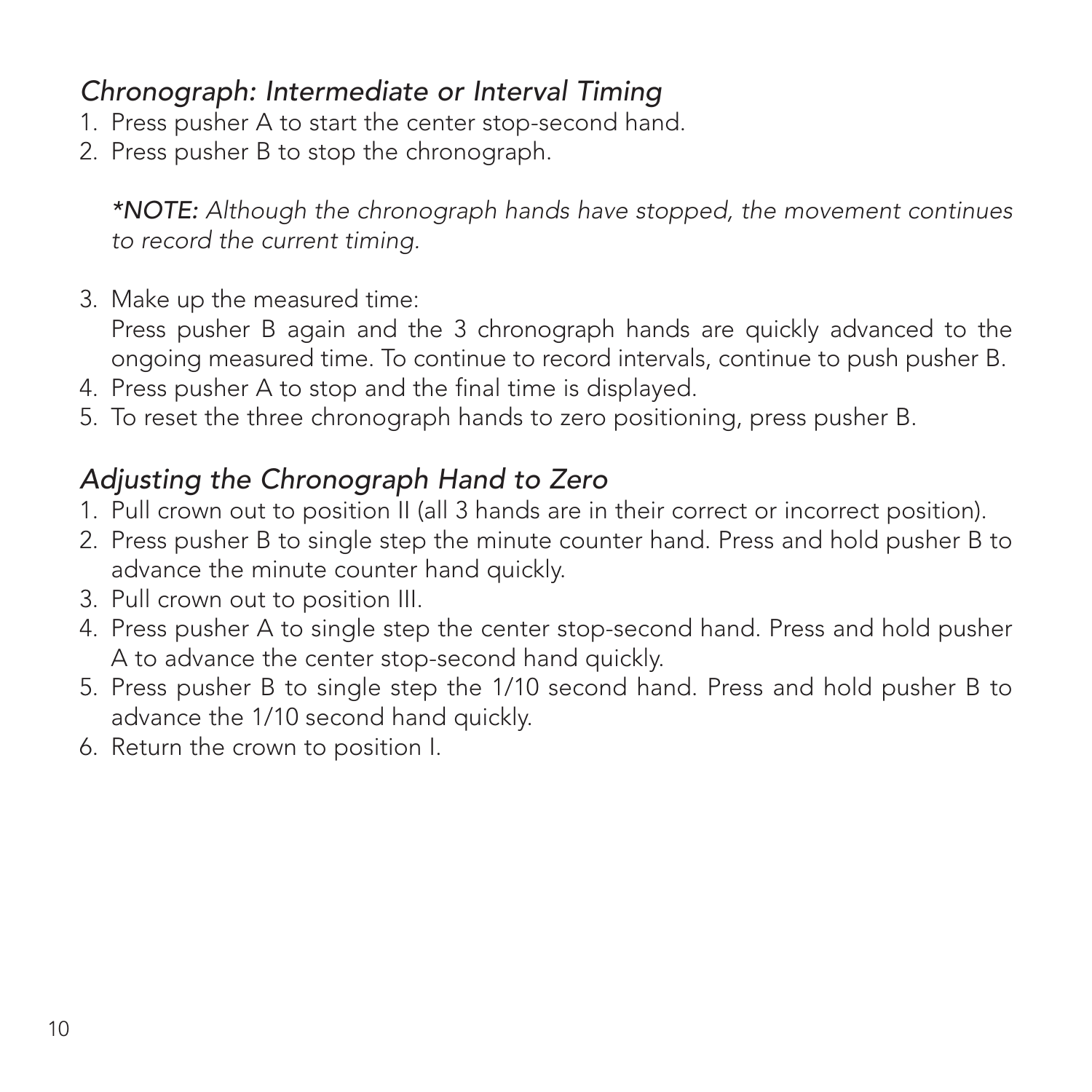## *Chronograph: Intermediate or Interval Timing*

1. Press pusher A to start the center stop-second hand.
2. Press pusher B to stop the chronograph.

   ***NOTE:** Although the chronograph hands have stopped, the movement continues to record the current timing.*

3. Make up the measured time:
   Press pusher B again and the 3 chronograph hands are quickly advanced to the ongoing measured time. To continue to record intervals, continue to push pusher B.
4. Press pusher A to stop and the final time is displayed.
5. To reset the three chronograph hands to zero positioning, press pusher B.

## *Adjusting the Chronograph Hand to Zero*

1. Pull crown out to position II (all 3 hands are in their correct or incorrect position).
2. Press pusher B to single step the minute counter hand. Press and hold pusher B to advance the minute counter hand quickly.
3. Pull crown out to position III.
4. Press pusher A to single step the center stop-second hand. Press and hold pusher A to advance the center stop-second hand quickly.
5. Press pusher B to single step the 1/10 second hand. Press and hold pusher B to advance the 1/10 second hand quickly.
6. Return the crown to position I.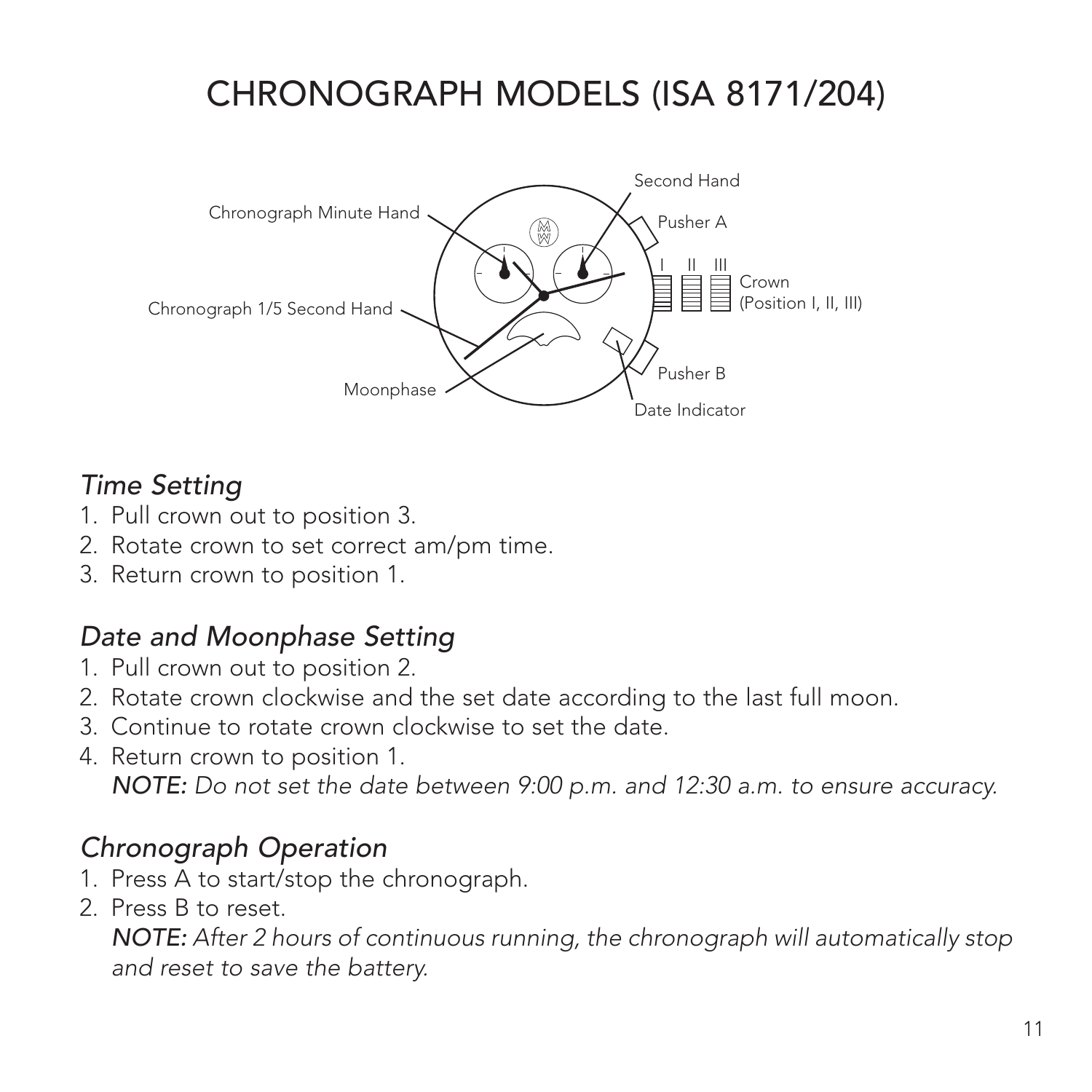# CHRONOGRAPH MODELS (ISA 8171/204)

### *Time Setting*

1. Pull crown out to position 3.
2. Rotate crown to set correct am/pm time.
3. Return crown to position 1.

### *Date and Moonphase Setting*

1. Pull crown out to position 2.
2. Rotate crown clockwise and the set date according to the last full moon.
3. Continue to rotate crown clockwise to set the date.
4. Return crown to position 1.
   ***NOTE:*** *Do not set the date between 9:00 p.m. and 12:30 a.m. to ensure accuracy.*

### *Chronograph Operation*

1. Press A to start/stop the chronograph.
2. Press B to reset.
   ***NOTE:*** *After 2 hours of continuous running, the chronograph will automatically stop and reset to save the battery.*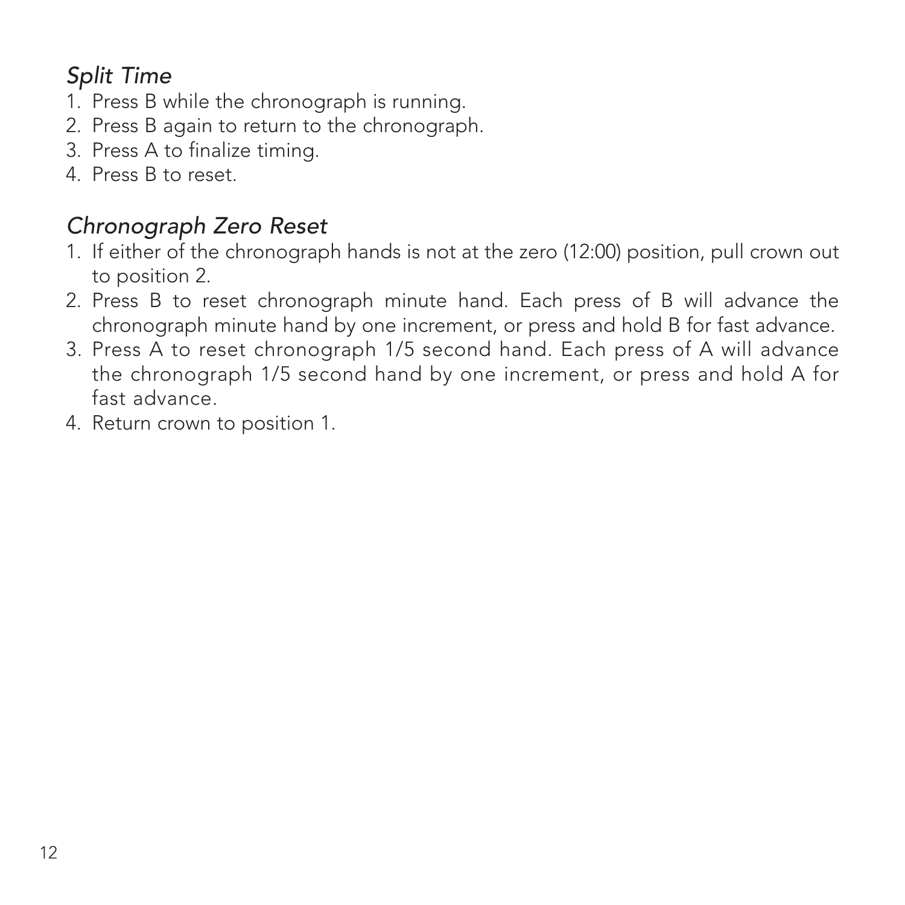### *Split Time*

1. Press B while the chronograph is running.
2. Press B again to return to the chronograph.
3. Press A to finalize timing.
4. Press B to reset.

### *Chronograph Zero Reset*

1. If either of the chronograph hands is not at the zero (12:00) position, pull crown out to position 2.
2. Press B to reset chronograph minute hand. Each press of B will advance the chronograph minute hand by one increment, or press and hold B for fast advance.
3. Press A to reset chronograph 1/5 second hand. Each press of A will advance the chronograph 1/5 second hand by one increment, or press and hold A for fast advance.
4. Return crown to position 1.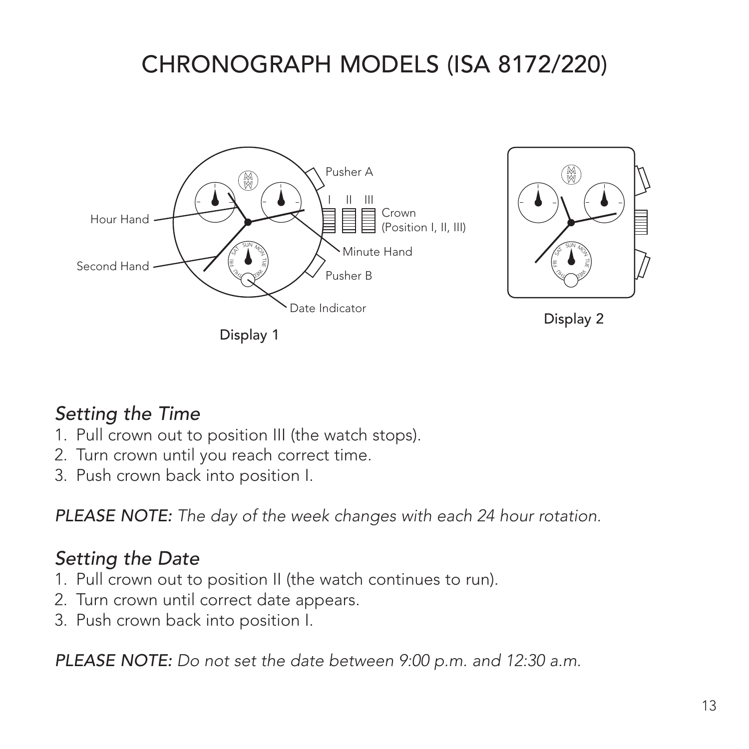# CHRONOGRAPH MODELS (ISA 8172/220)

Hour Hand

Second Hand

Pusher A

Crown (Position I, II, III)

Minute Hand

Pusher B

Date Indicator

Display 1

Display 2

## *Setting the Time*

1. Pull crown out to position III (the watch stops).
2. Turn crown until you reach correct time.
3. Push crown back into position I.

*PLEASE NOTE: The day of the week changes with each 24 hour rotation.*

## *Setting the Date*

1. Pull crown out to position II (the watch continues to run).
2. Turn crown until correct date appears.
3. Push crown back into position I.

*PLEASE NOTE: Do not set the date between 9:00 p.m. and 12:30 a.m.*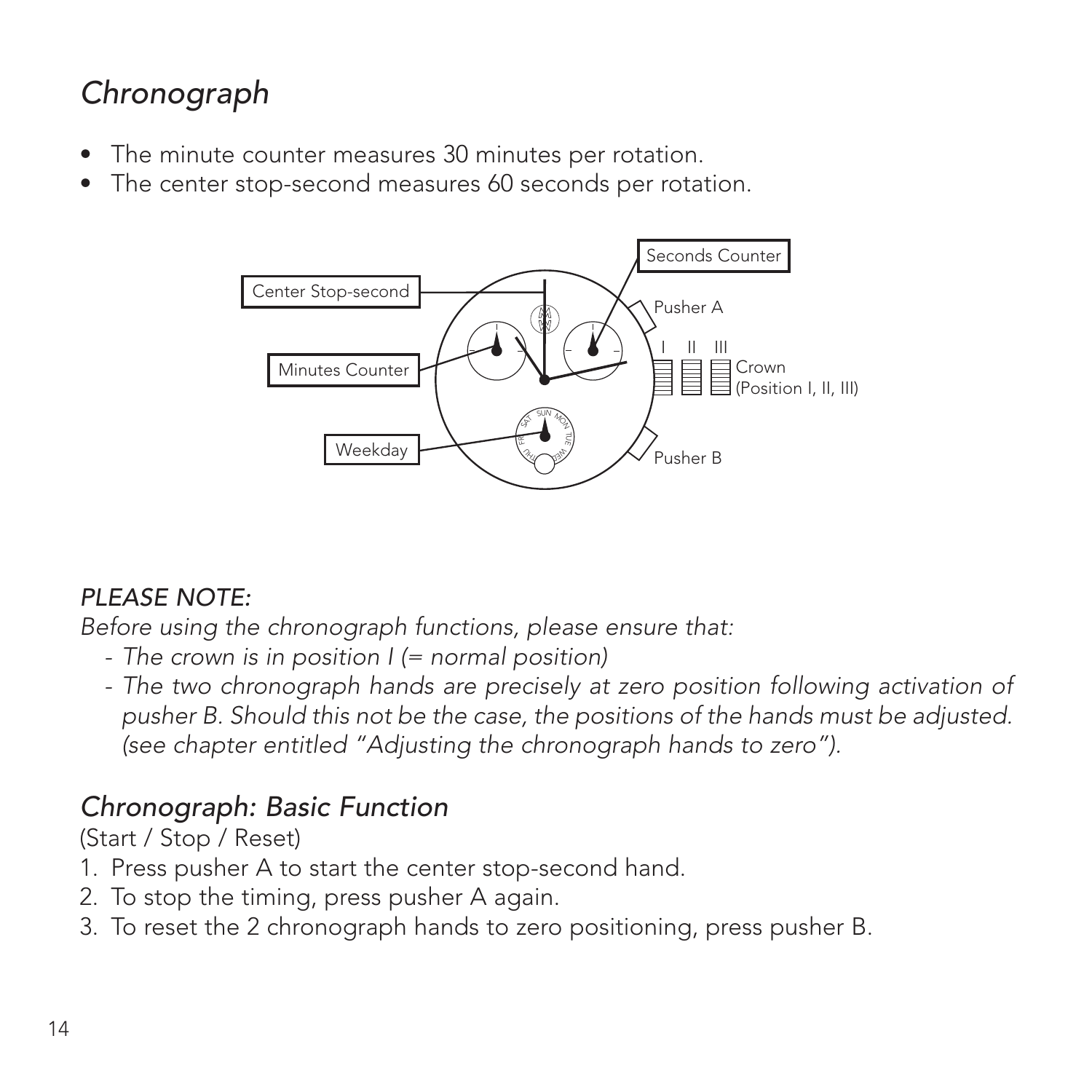## *Chronograph*

- The minute counter measures 30 minutes per rotation.
- The center stop-second measures 60 seconds per rotation.

*PLEASE NOTE:*

*Before using the chronograph functions, please ensure that:*

- *The crown is in position I (= normal position)*
- *The two chronograph hands are precisely at zero position following activation of pusher B. Should this not be the case, the positions of the hands must be adjusted. (see chapter entitled "Adjusting the chronograph hands to zero").*

## *Chronograph: Basic Function*

(Start / Stop / Reset)

1. Press pusher A to start the center stop-second hand.
2. To stop the timing, press pusher A again.
3. To reset the 2 chronograph hands to zero positioning, press pusher B.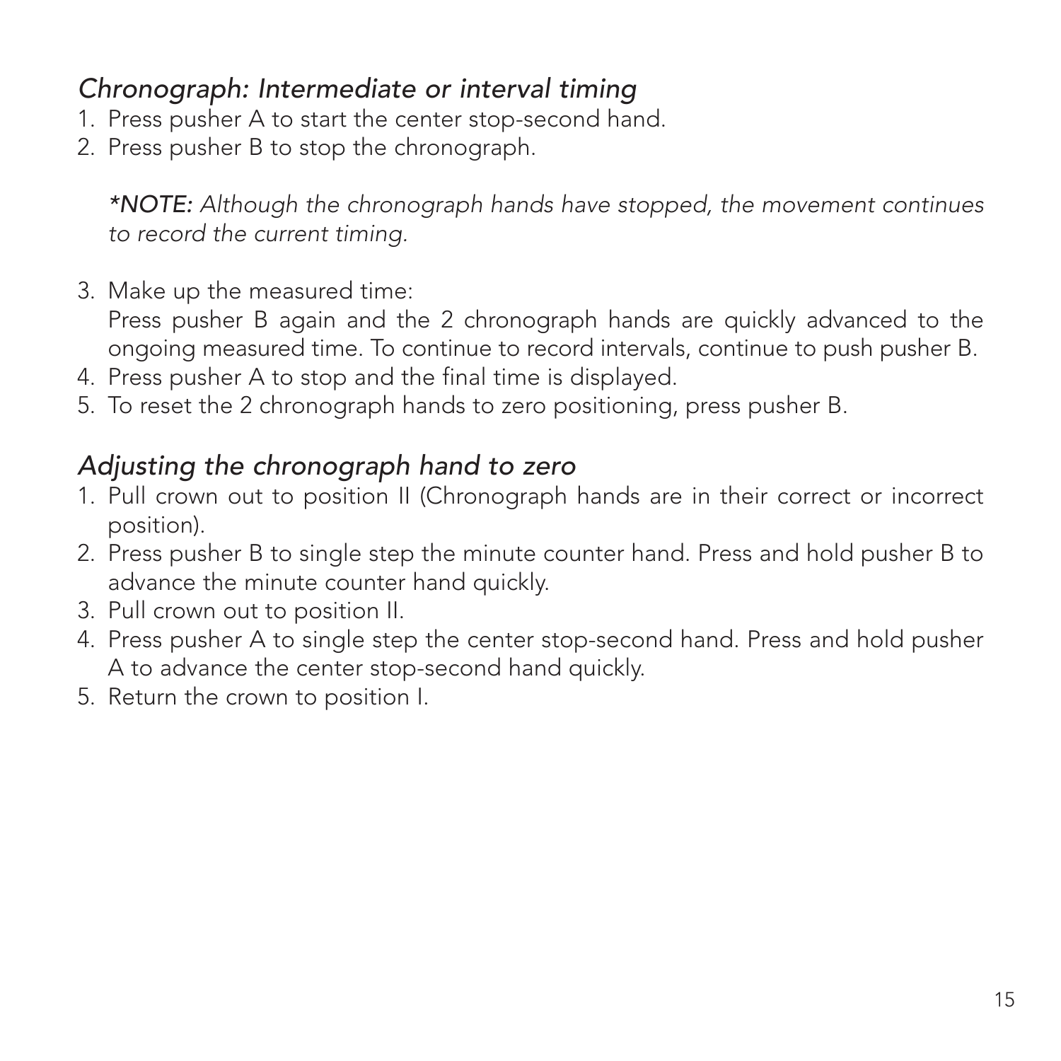## *Chronograph: Intermediate or interval timing*

1. Press pusher A to start the center stop-second hand.
2. Press pusher B to stop the chronograph.

   ***NOTE:** Although the chronograph hands have stopped, the movement continues to record the current timing.*

3. Make up the measured time:
   Press pusher B again and the 2 chronograph hands are quickly advanced to the ongoing measured time. To continue to record intervals, continue to push pusher B.
4. Press pusher A to stop and the final time is displayed.
5. To reset the 2 chronograph hands to zero positioning, press pusher B.

## *Adjusting the chronograph hand to zero*

1. Pull crown out to position II (Chronograph hands are in their correct or incorrect position).
2. Press pusher B to single step the minute counter hand. Press and hold pusher B to advance the minute counter hand quickly.
3. Pull crown out to position II.
4. Press pusher A to single step the center stop-second hand. Press and hold pusher A to advance the center stop-second hand quickly.
5. Return the crown to position I.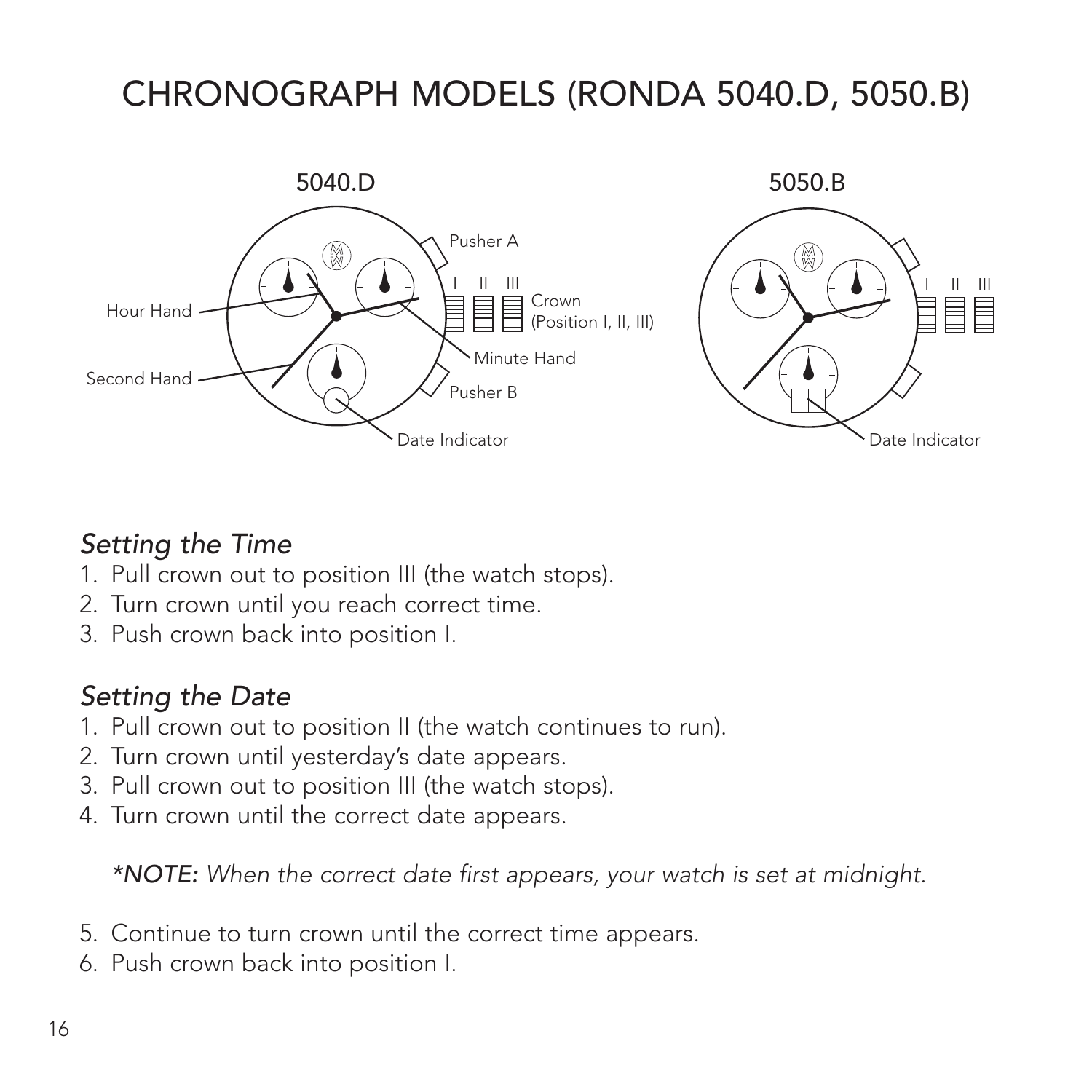# CHRONOGRAPH MODELS (RONDA 5040.D, 5050.B)

5040.D

Pusher A

I II III

Crown (Position I, II, III)

Hour Hand

Minute Hand

Second Hand

Pusher B

Date Indicator

5050.B

I II III

Date Indicator

## *Setting the Time*

1. Pull crown out to position III (the watch stops).
2. Turn crown until you reach correct time.
3. Push crown back into position I.

## *Setting the Date*

1. Pull crown out to position II (the watch continues to run).
2. Turn crown until yesterday's date appears.
3. Pull crown out to position III (the watch stops).
4. Turn crown until the correct date appears.

   **\*NOTE:** *When the correct date first appears, your watch is set at midnight.*

5. Continue to turn crown until the correct time appears.
6. Push crown back into position I.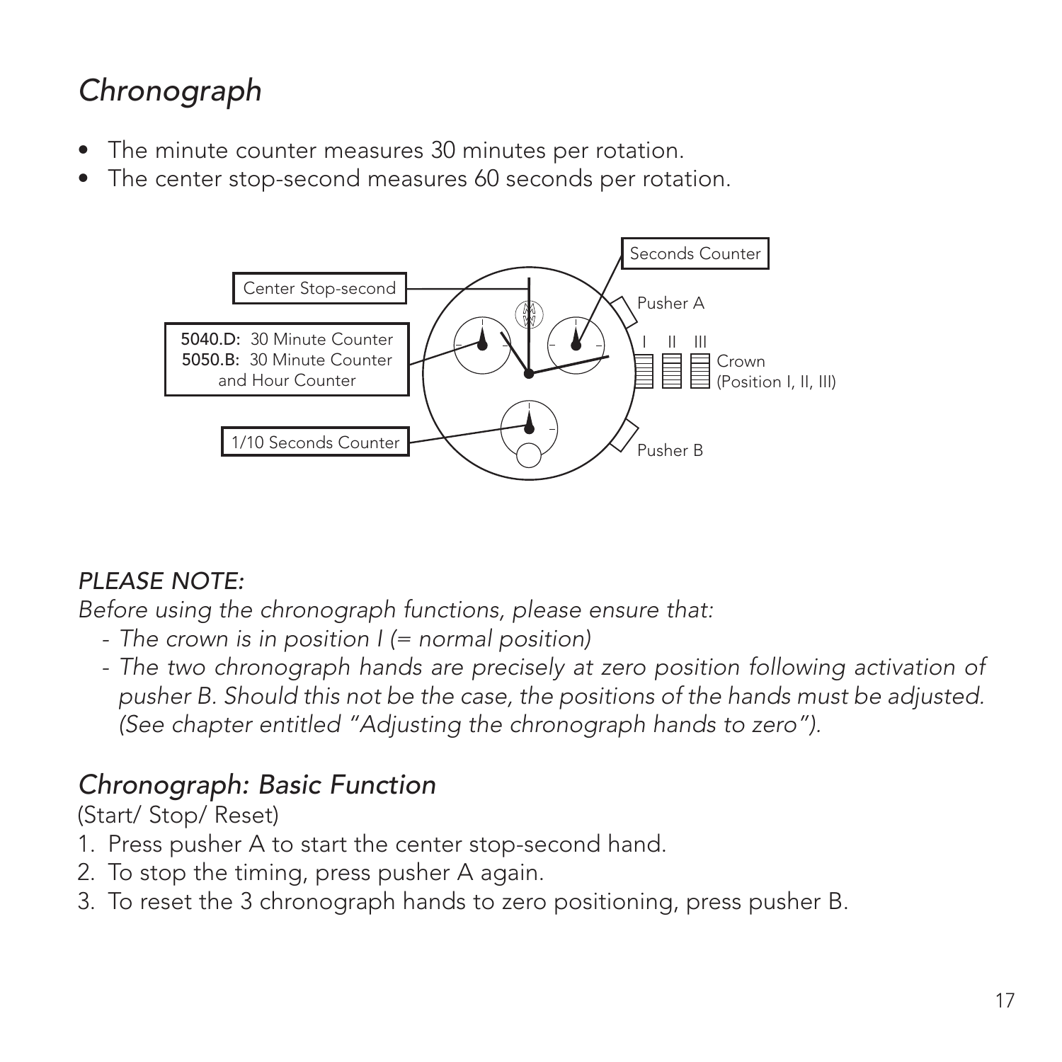# *Chronograph*

- The minute counter measures 30 minutes per rotation.
- The center stop-second measures 60 seconds per rotation.

Center Stop-second

Seconds Counter

Pusher A

**5040.D:** 30 Minute Counter
**5050.B:** 30 Minute Counter and Hour Counter

I II III

Crown (Position I, II, III)

1/10 Seconds Counter

Pusher B

*PLEASE NOTE:*

*Before using the chronograph functions, please ensure that:*

- *The crown is in position I (= normal position)*
- *The two chronograph hands are precisely at zero position following activation of pusher B. Should this not be the case, the positions of the hands must be adjusted. (See chapter entitled "Adjusting the chronograph hands to zero").*

## *Chronograph: Basic Function*

(Start/ Stop/ Reset)

1. Press pusher A to start the center stop-second hand.
2. To stop the timing, press pusher A again.
3. To reset the 3 chronograph hands to zero positioning, press pusher B.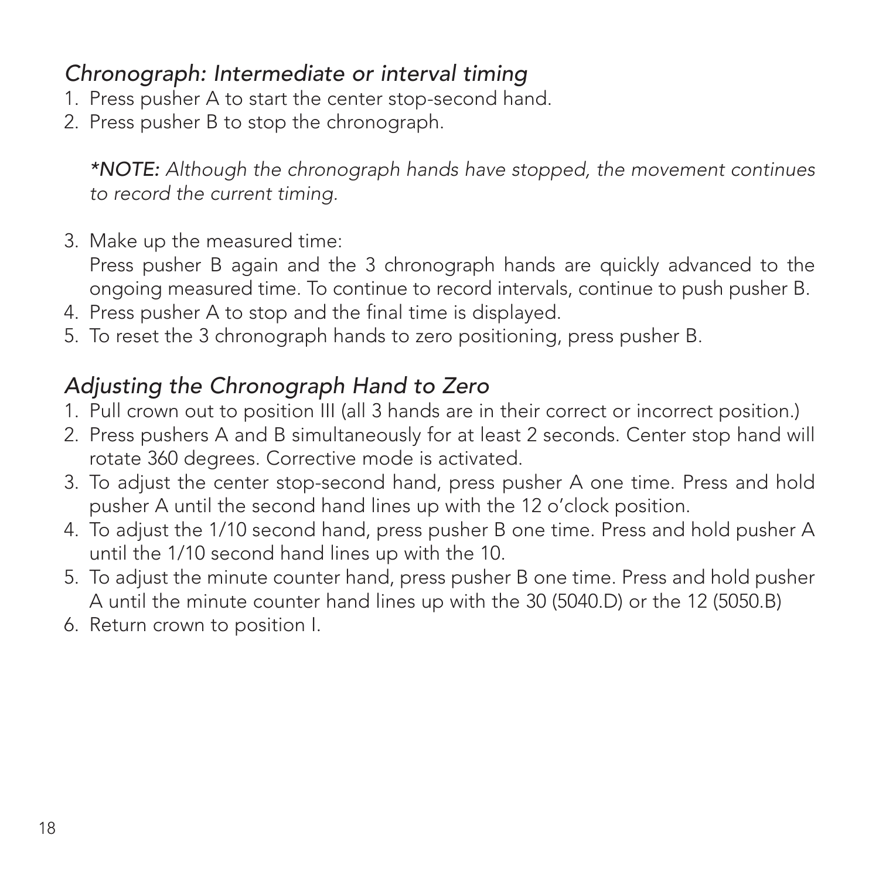## *Chronograph: Intermediate or interval timing*

1. Press pusher A to start the center stop-second hand.
2. Press pusher B to stop the chronograph.

   *\*NOTE: Although the chronograph hands have stopped, the movement continues to record the current timing.*

3. Make up the measured time:
   Press pusher B again and the 3 chronograph hands are quickly advanced to the ongoing measured time. To continue to record intervals, continue to push pusher B.
4. Press pusher A to stop and the final time is displayed.
5. To reset the 3 chronograph hands to zero positioning, press pusher B.

## *Adjusting the Chronograph Hand to Zero*

1. Pull crown out to position III (all 3 hands are in their correct or incorrect position.)
2. Press pushers A and B simultaneously for at least 2 seconds. Center stop hand will rotate 360 degrees. Corrective mode is activated.
3. To adjust the center stop-second hand, press pusher A one time. Press and hold pusher A until the second hand lines up with the 12 o'clock position.
4. To adjust the 1/10 second hand, press pusher B one time. Press and hold pusher A until the 1/10 second hand lines up with the 10.
5. To adjust the minute counter hand, press pusher B one time. Press and hold pusher A until the minute counter hand lines up with the 30 (5040.D) or the 12 (5050.B)
6. Return crown to position I.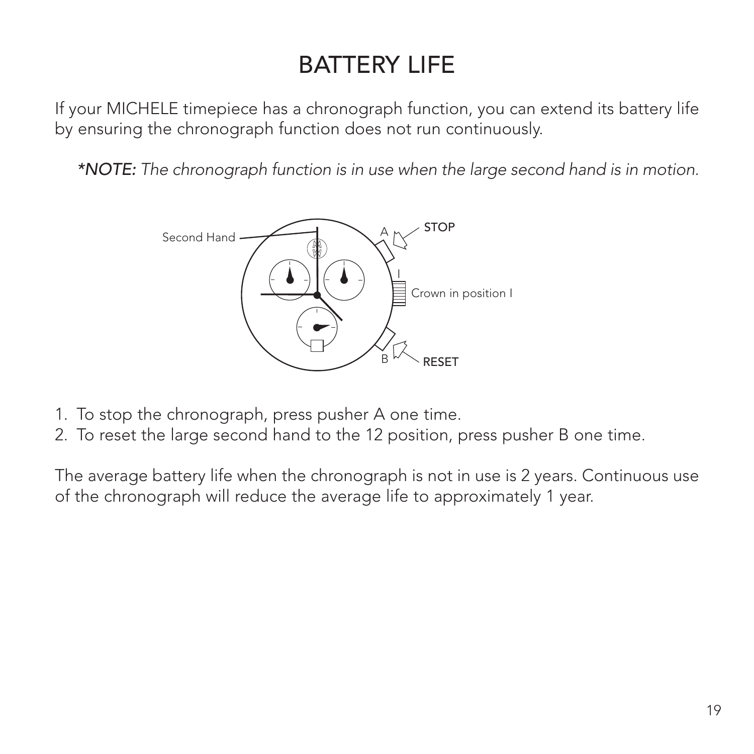# BATTERY LIFE

If your MICHELE timepiece has a chronograph function, you can extend its battery life by ensuring the chronograph function does not run continuously.

*\*NOTE: The chronograph function is in use when the large second hand is in motion.*

Second Hand

A STOP

I

Crown in position I

B RESET

1. To stop the chronograph, press pusher A one time.
2. To reset the large second hand to the 12 position, press pusher B one time.

The average battery life when the chronograph is not in use is 2 years. Continuous use of the chronograph will reduce the average life to approximately 1 year.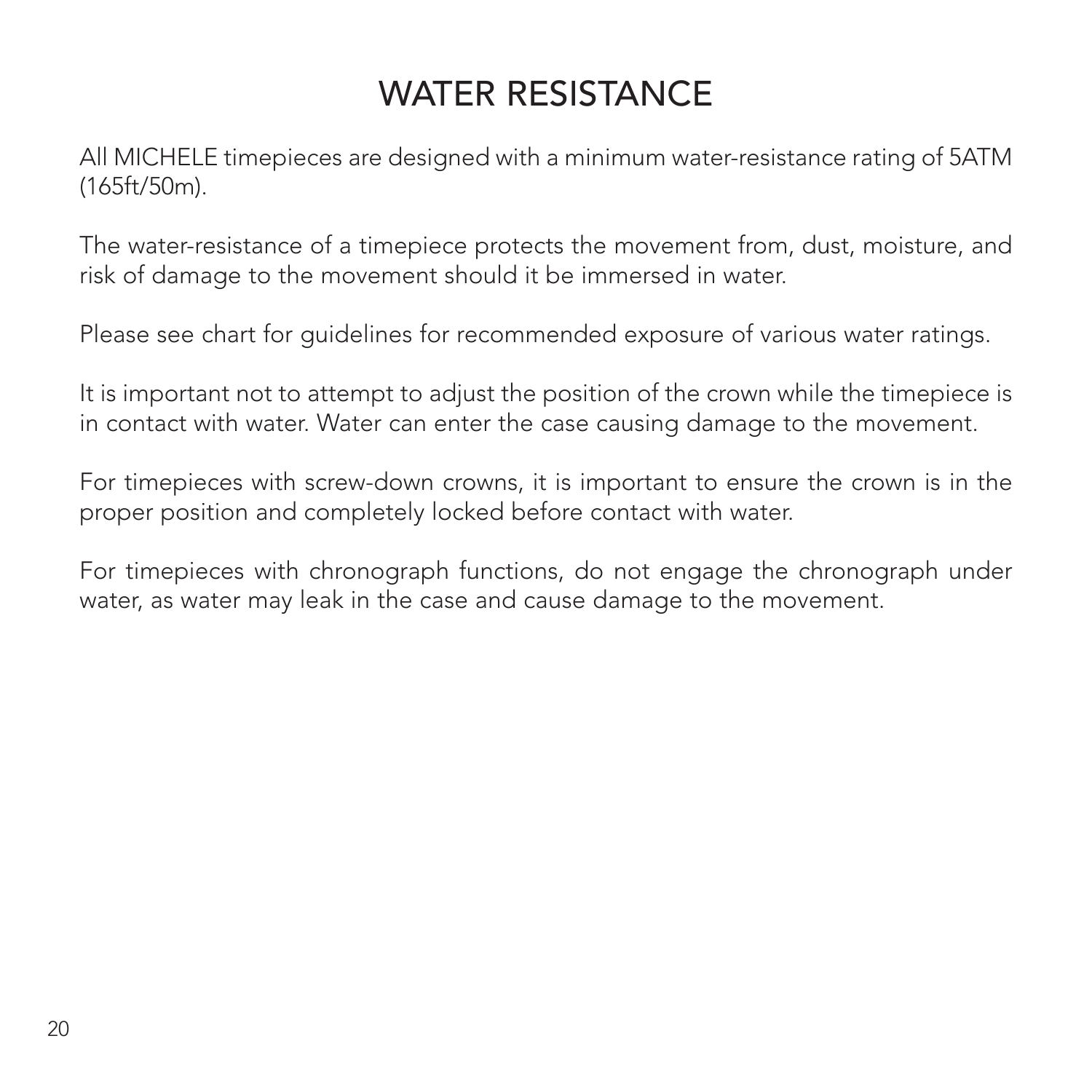# WATER RESISTANCE

All MICHELE timepieces are designed with a minimum water-resistance rating of 5ATM (165ft/50m).

The water-resistance of a timepiece protects the movement from, dust, moisture, and risk of damage to the movement should it be immersed in water.

Please see chart for guidelines for recommended exposure of various water ratings.

It is important not to attempt to adjust the position of the crown while the timepiece is in contact with water. Water can enter the case causing damage to the movement.

For timepieces with screw-down crowns, it is important to ensure the crown is in the proper position and completely locked before contact with water.

For timepieces with chronograph functions, do not engage the chronograph under water, as water may leak in the case and cause damage to the movement.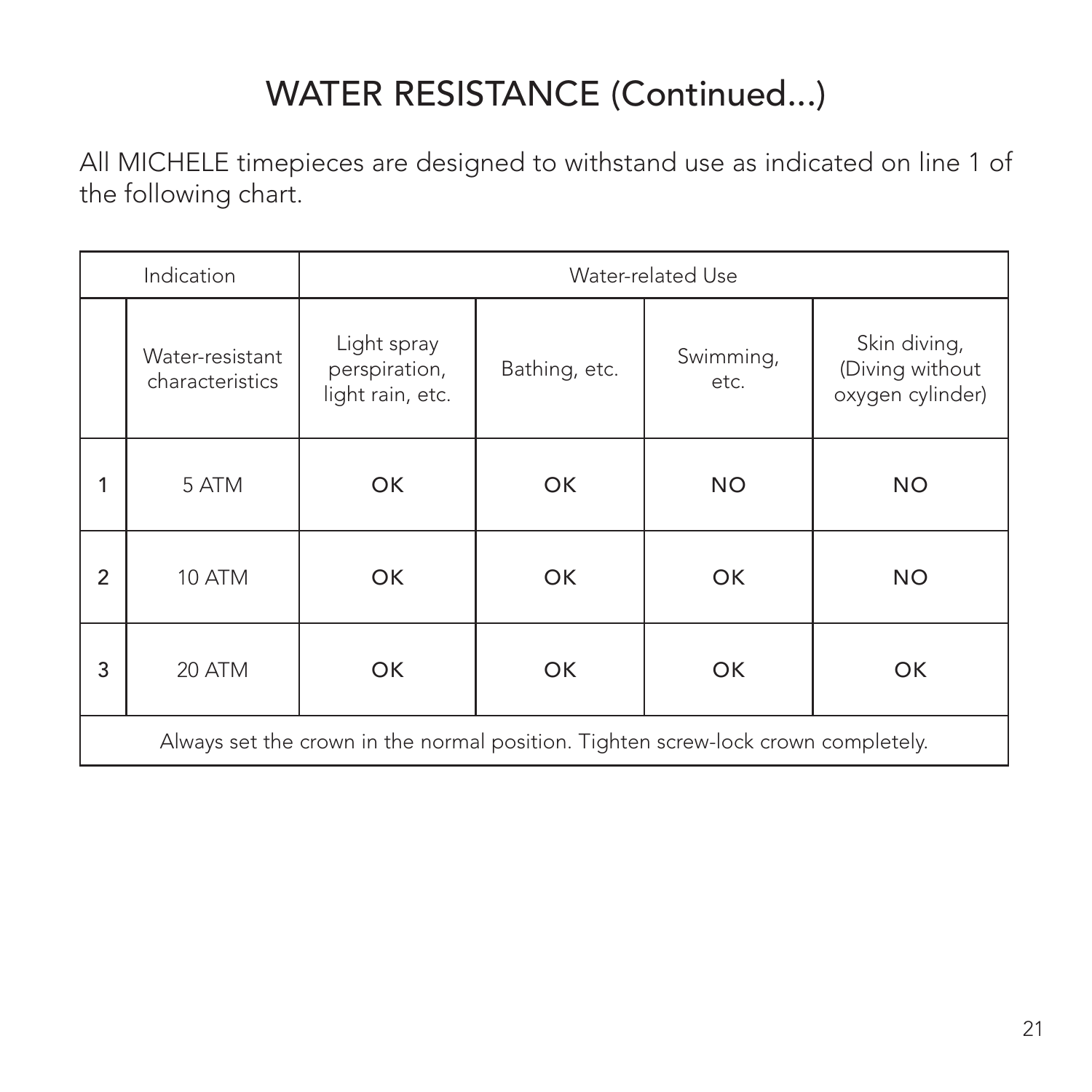# WATER RESISTANCE (Continued...)

All MICHELE timepieces are designed to withstand use as indicated on line 1 of the following chart.

| Indication | | Water-related Use | | | |
|---|---|---|---|---|---|
| | Water-resistant characteristics | Light spray perspiration, light rain, etc. | Bathing, etc. | Swimming, etc. | Skin diving, (Diving without oxygen cylinder) |
| 1 | 5 ATM | OK | OK | NO | NO |
| 2 | 10 ATM | OK | OK | OK | NO |
| 3 | 20 ATM | OK | OK | OK | OK |
| Always set the crown in the normal position. Tighten screw-lock crown completely. | | | | | |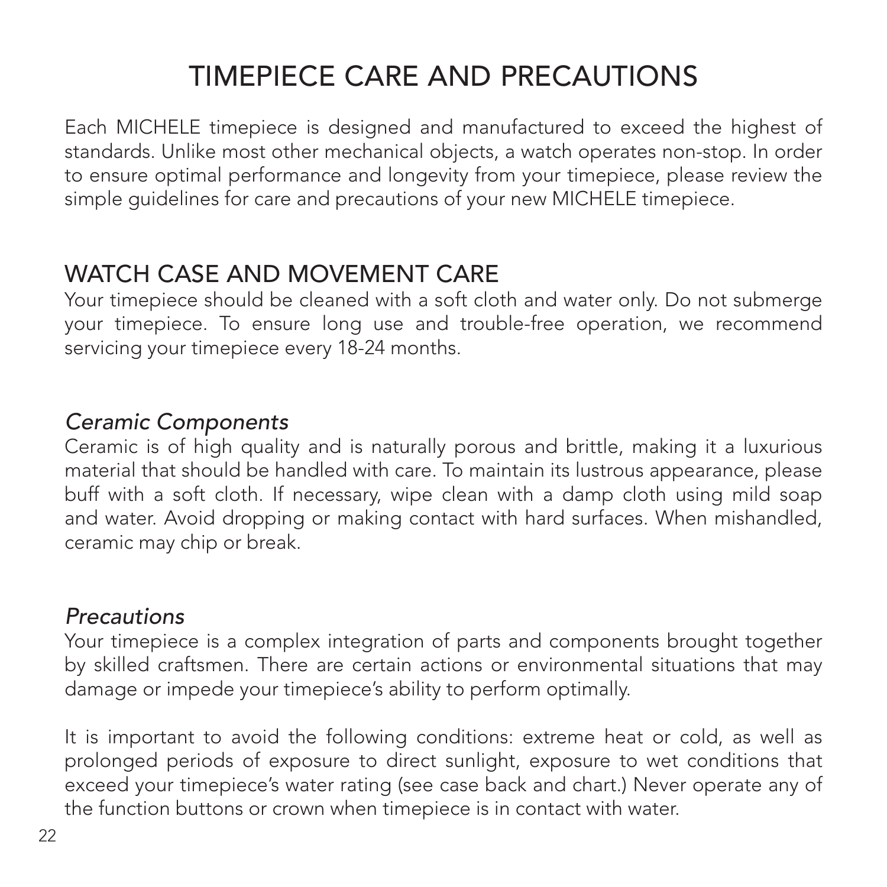# TIMEPIECE CARE AND PRECAUTIONS

Each MICHELE timepiece is designed and manufactured to exceed the highest of standards. Unlike most other mechanical objects, a watch operates non-stop. In order to ensure optimal performance and longevity from your timepiece, please review the simple guidelines for care and precautions of your new MICHELE timepiece.

## WATCH CASE AND MOVEMENT CARE

Your timepiece should be cleaned with a soft cloth and water only. Do not submerge your timepiece. To ensure long use and trouble-free operation, we recommend servicing your timepiece every 18-24 months.

### *Ceramic Components*

Ceramic is of high quality and is naturally porous and brittle, making it a luxurious material that should be handled with care. To maintain its lustrous appearance, please buff with a soft cloth. If necessary, wipe clean with a damp cloth using mild soap and water. Avoid dropping or making contact with hard surfaces. When mishandled, ceramic may chip or break.

### *Precautions*

Your timepiece is a complex integration of parts and components brought together by skilled craftsmen. There are certain actions or environmental situations that may damage or impede your timepiece's ability to perform optimally.

It is important to avoid the following conditions: extreme heat or cold, as well as prolonged periods of exposure to direct sunlight, exposure to wet conditions that exceed your timepiece's water rating (see case back and chart.) Never operate any of the function buttons or crown when timepiece is in contact with water.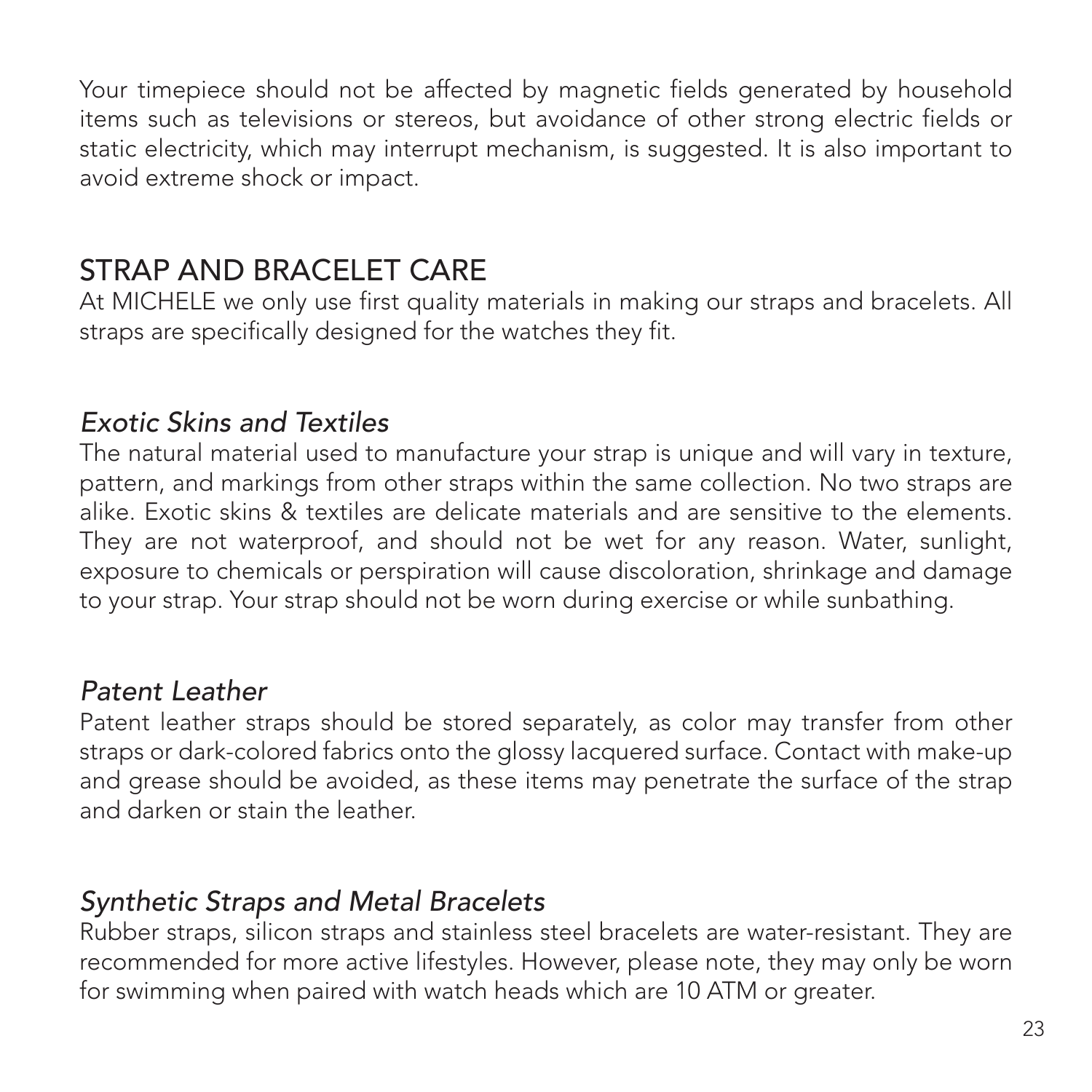Your timepiece should not be affected by magnetic fields generated by household items such as televisions or stereos, but avoidance of other strong electric fields or static electricity, which may interrupt mechanism, is suggested. It is also important to avoid extreme shock or impact.

## STRAP AND BRACELET CARE

At MICHELE we only use first quality materials in making our straps and bracelets. All straps are specifically designed for the watches they fit.

### *Exotic Skins and Textiles*

The natural material used to manufacture your strap is unique and will vary in texture, pattern, and markings from other straps within the same collection. No two straps are alike. Exotic skins & textiles are delicate materials and are sensitive to the elements. They are not waterproof, and should not be wet for any reason. Water, sunlight, exposure to chemicals or perspiration will cause discoloration, shrinkage and damage to your strap. Your strap should not be worn during exercise or while sunbathing.

### *Patent Leather*

Patent leather straps should be stored separately, as color may transfer from other straps or dark-colored fabrics onto the glossy lacquered surface. Contact with make-up and grease should be avoided, as these items may penetrate the surface of the strap and darken or stain the leather.

### *Synthetic Straps and Metal Bracelets*

Rubber straps, silicon straps and stainless steel bracelets are water-resistant. They are recommended for more active lifestyles. However, please note, they may only be worn for swimming when paired with watch heads which are 10 ATM or greater.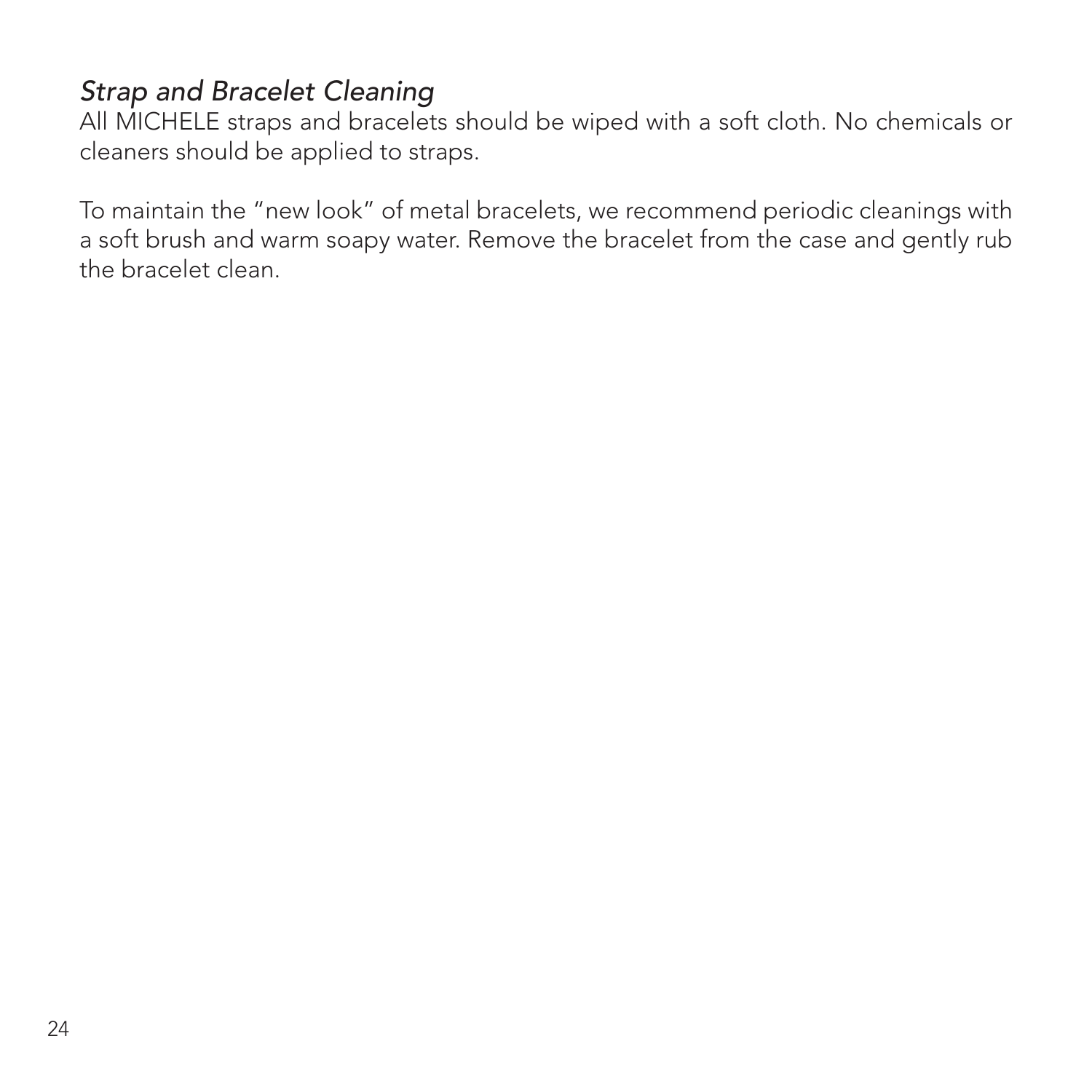*Strap and Bracelet Cleaning*

All MICHELE straps and bracelets should be wiped with a soft cloth. No chemicals or cleaners should be applied to straps.

To maintain the "new look" of metal bracelets, we recommend periodic cleanings with a soft brush and warm soapy water. Remove the bracelet from the case and gently rub the bracelet clean.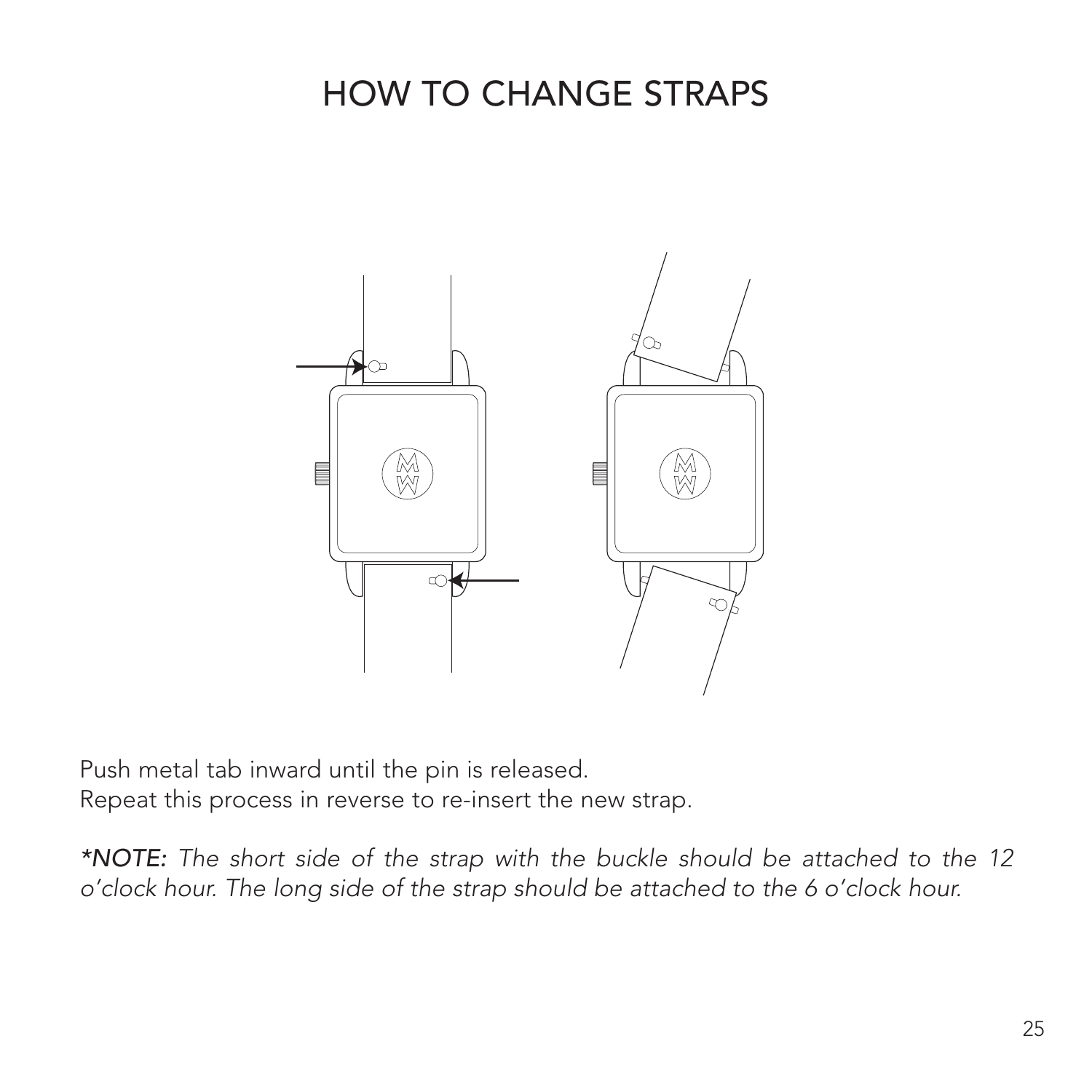# HOW TO CHANGE STRAPS

Push metal tab inward until the pin is released.
Repeat this process in reverse to re-insert the new strap.

*\*NOTE: The short side of the strap with the buckle should be attached to the 12 o'clock hour. The long side of the strap should be attached to the 6 o'clock hour.*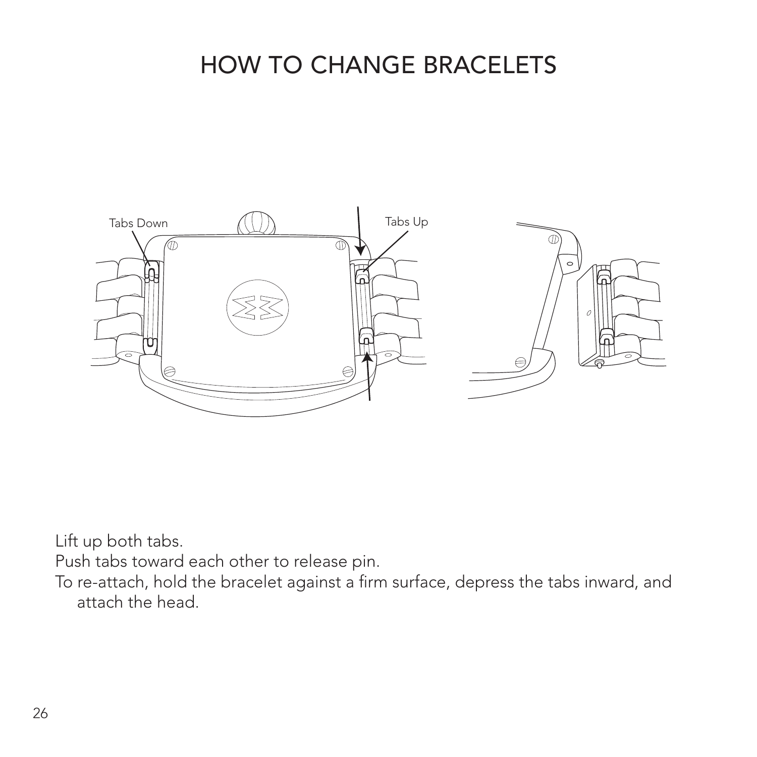# HOW TO CHANGE BRACELETS

Tabs Down

Tabs Up

Lift up both tabs.

Push tabs toward each other to release pin.

To re-attach, hold the bracelet against a firm surface, depress the tabs inward, and attach the head.